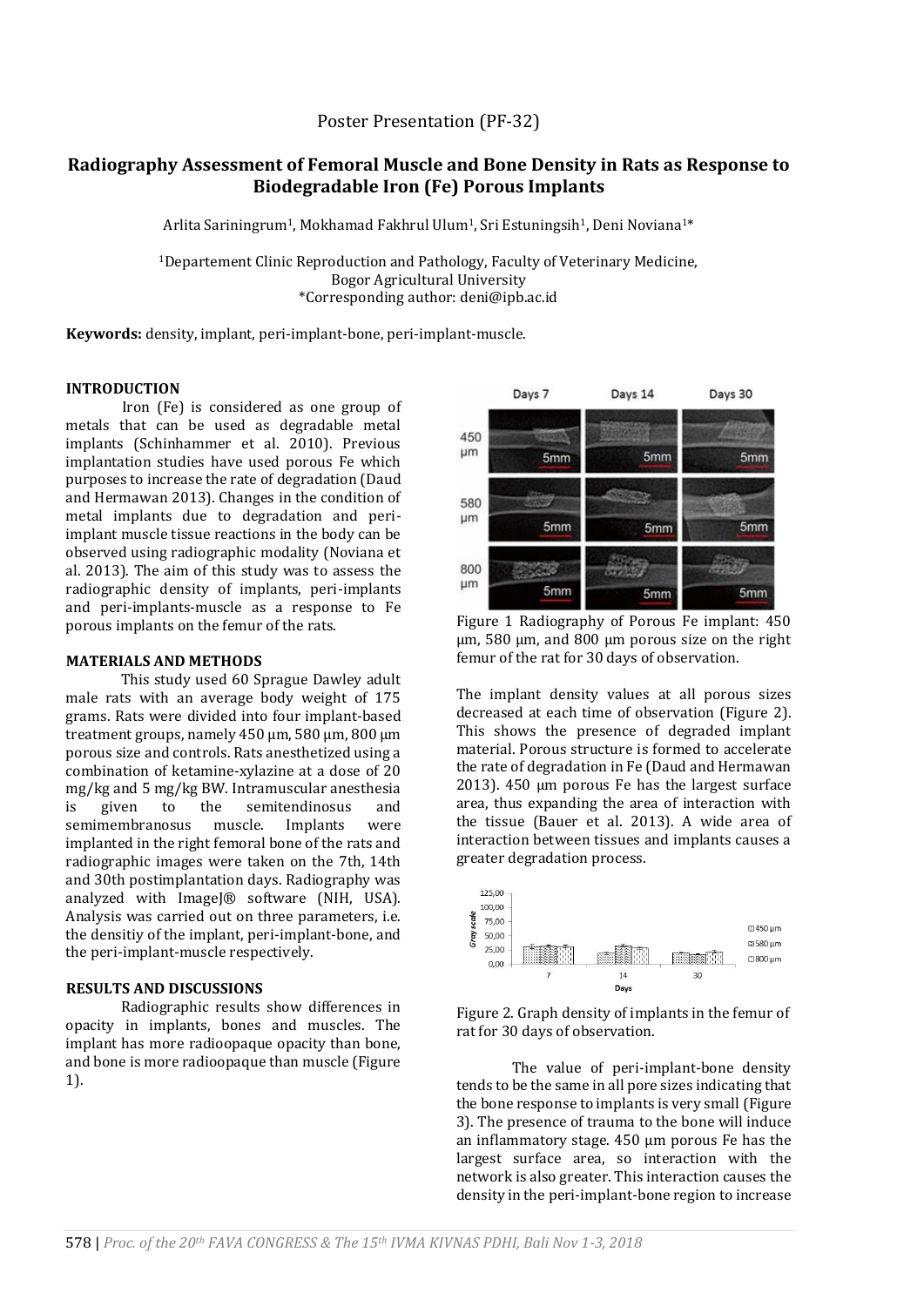Poster Presentation (PF-32)

# Radiography Assessment of Femoral Muscle and Bone Density in Rats as Response to Biodegradable Iron (Fe) Porous Implants

Arlita Sariningrum[1], Mokhamad Fakhrul Ulum[1], Sri Estuningsih[1], Deni Noviana[1]*

[1]Departement Clinic Reproduction and Pathology, Faculty of Veterinary Medicine, Bogor Agricultural University
*Corresponding author: deni@ipb.ac.id

**Keywords:** density, implant, peri-implant-bone, peri-implant-muscle.

## INTRODUCTION

Iron (Fe) is considered as one group of metals that can be used as degradable metal implants (Schinhammer et al. 2010). Previous implantation studies have used porous Fe which purposes to increase the rate of degradation (Daud and Hermawan 2013). Changes in the condition of metal implants due to degradation and peri-implant muscle tissue reactions in the body can be observed using radiographic modality (Noviana et al. 2013). The aim of this study was to assess the radiographic density of implants, peri-implants and peri-implants-muscle as a response to Fe porous implants on the femur of the rats.

## MATERIALS AND METHODS

This study used 60 Sprague Dawley adult male rats with an average body weight of 175 grams. Rats were divided into four implant-based treatment groups, namely 450 µm, 580 µm, 800 µm porous size and controls. Rats anesthetized using a combination of ketamine-xylazine at a dose of 20 mg/kg and 5 mg/kg BW. Intramuscular anesthesia is given to the semitendinosus and semimembranosus muscle. Implants were implanted in the right femoral bone of the rats and radiographic images were taken on the 7th, 14th and 30th postimplantation days. Radiography was analyzed with ImageJ® software (NIH, USA). Analysis was carried out on three parameters, i.e. the densitiy of the implant, peri-implant-bone, and the peri-implant-muscle respectively.

## RESULTS AND DISCUSSIONS

Radiographic results show differences in opacity in implants, bones and muscles. The implant has more radioopaque opacity than bone, and bone is more radioopaque than muscle (Figure 1).

Figure 1 Radiography of Porous Fe implant: 450 µm, 580 µm, and 800 µm porous size on the right femur of the rat for 30 days of observation.

The implant density values at all porous sizes decreased at each time of observation (Figure 2). This shows the presence of degraded implant material. Porous structure is formed to accelerate the rate of degradation in Fe (Daud and Hermawan 2013). 450 µm porous Fe has the largest surface area, thus expanding the area of interaction with the tissue (Bauer et al. 2013). A wide area of interaction between tissues and implants causes a greater degradation process.

Figure 2. Graph density of implants in the femur of rat for 30 days of observation.

The value of peri-implant-bone density tends to be the same in all pore sizes indicating that the bone response to implants is very small (Figure 3). The presence of trauma to the bone will induce an inflammatory stage. 450 µm porous Fe has the largest surface area, so interaction with the network is also greater. This interaction causes the density in the peri-implant-bone region to increase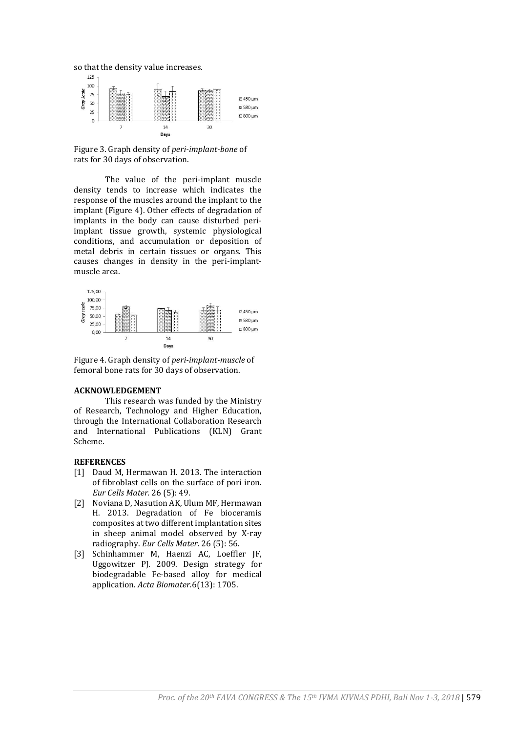so that the density value increases.

125
100
75
50
25
0
Gray Scale
7
14
30
Days
450 μm
580 μm
800 μm

Figure 3. Graph density of *peri-implant-bone* of rats for 30 days of observation.

The value of the peri-implant muscle density tends to increase which indicates the response of the muscles around the implant to the implant (Figure 4). Other effects of degradation of implants in the body can cause disturbed peri-implant tissue growth, systemic physiological conditions, and accumulation or deposition of metal debris in certain tissues or organs. This causes changes in density in the peri-implant-muscle area.

125,00
100,00
75,00
50,00
25,00
0,00
Gray scale
7
14
30
Days
450 μm
580 μm
800 μm

Figure 4. Graph density of *peri-implant-muscle* of femoral bone rats for 30 days of observation.

## ACKNOWLEDGEMENT

This research was funded by the Ministry of Research, Technology and Higher Education, through the International Collaboration Research and International Publications (KLN) Grant Scheme.

## REFERENCES

[1] Daud M, Hermawan H. 2013. The interaction of fibroblast cells on the surface of pori iron. *Eur Cells Mater.* 26 (5): 49.

[2] Noviana D, Nasution AK, Ulum MF, Hermawan H. 2013. Degradation of Fe bioceramis composites at two different implantation sites in sheep animal model observed by X-ray radiography. *Eur Cells Mater*. 26 (5): 56.

[3] Schinhammer M, Haenzi AC, Loeffler JF, Uggowitzer PJ. 2009. Design strategy for biodegradable Fe-based alloy for medical application. *Acta Biomater.*6(13): 1705.